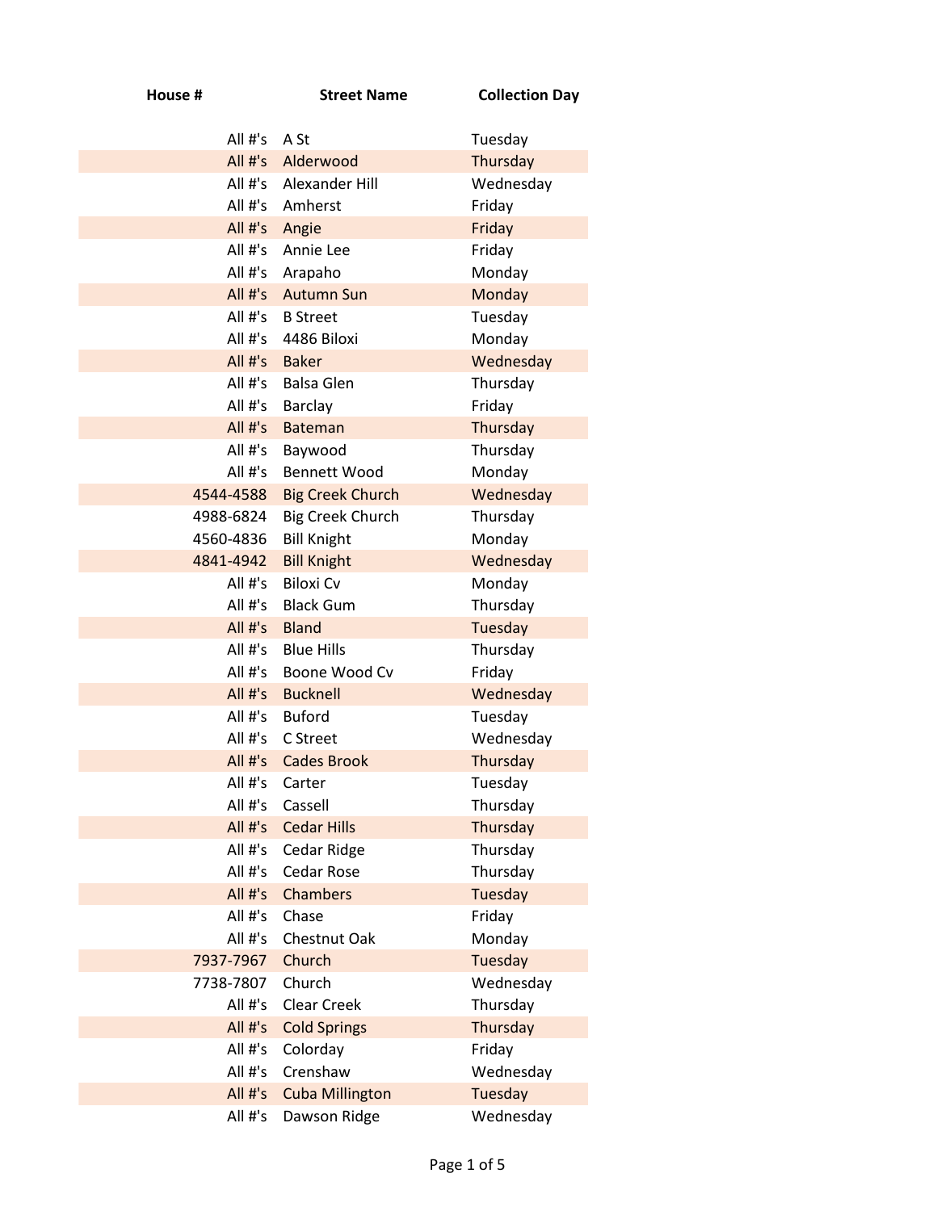| House # | Street Name | Collection Day |
|---|---|---|
| All #'s | A St | Tuesday |
| All #'s | Alderwood | Thursday |
| All #'s | Alexander Hill | Wednesday |
| All #'s | Amherst | Friday |
| All #'s | Angie | Friday |
| All #'s | Annie Lee | Friday |
| All #'s | Arapaho | Monday |
| All #'s | Autumn Sun | Monday |
| All #'s | B Street | Tuesday |
| All #'s | 4486 Biloxi | Monday |
| All #'s | Baker | Wednesday |
| All #'s | Balsa Glen | Thursday |
| All #'s | Barclay | Friday |
| All #'s | Bateman | Thursday |
| All #'s | Baywood | Thursday |
| All #'s | Bennett Wood | Monday |
| 4544-4588 | Big Creek Church | Wednesday |
| 4988-6824 | Big Creek Church | Thursday |
| 4560-4836 | Bill Knight | Monday |
| 4841-4942 | Bill Knight | Wednesday |
| All #'s | Biloxi Cv | Monday |
| All #'s | Black Gum | Thursday |
| All #'s | Bland | Tuesday |
| All #'s | Blue Hills | Thursday |
| All #'s | Boone Wood Cv | Friday |
| All #'s | Bucknell | Wednesday |
| All #'s | Buford | Tuesday |
| All #'s | C Street | Wednesday |
| All #'s | Cades Brook | Thursday |
| All #'s | Carter | Tuesday |
| All #'s | Cassell | Thursday |
| All #'s | Cedar Hills | Thursday |
| All #'s | Cedar Ridge | Thursday |
| All #'s | Cedar Rose | Thursday |
| All #'s | Chambers | Tuesday |
| All #'s | Chase | Friday |
| All #'s | Chestnut Oak | Monday |
| 7937-7967 | Church | Tuesday |
| 7738-7807 | Church | Wednesday |
| All #'s | Clear Creek | Thursday |
| All #'s | Cold Springs | Thursday |
| All #'s | Colorday | Friday |
| All #'s | Crenshaw | Wednesday |
| All #'s | Cuba Millington | Tuesday |
| All #'s | Dawson Ridge | Wednesday |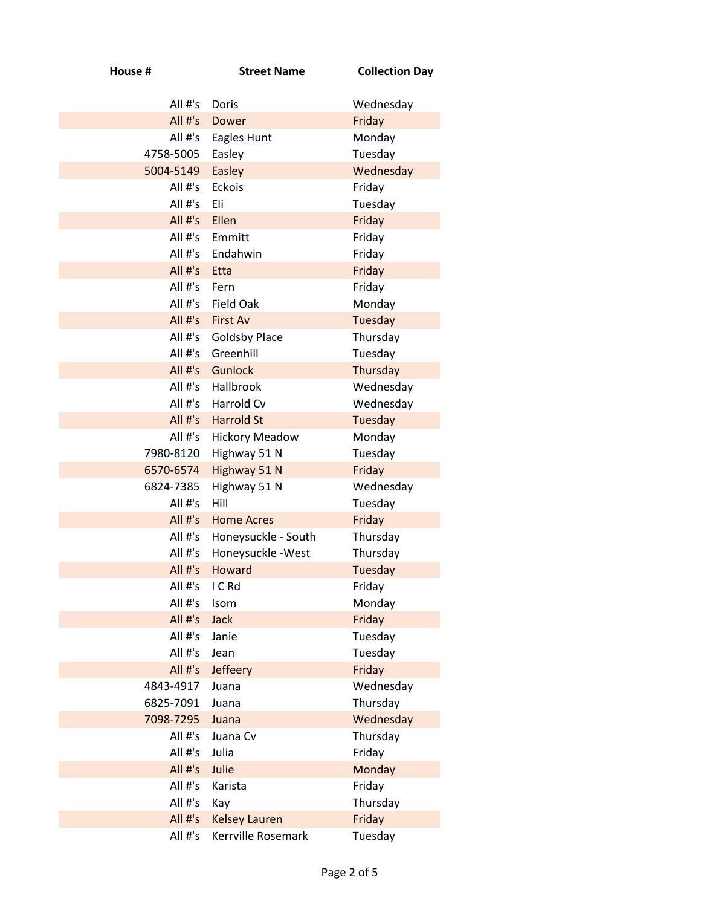| House # | Street Name | Collection Day |
|---|---|---|
| All #'s | Doris | Wednesday |
| All #'s | Dower | Friday |
| All #'s | Eagles Hunt | Monday |
| 4758-5005 | Easley | Tuesday |
| 5004-5149 | Easley | Wednesday |
| All #'s | Eckois | Friday |
| All #'s | Eli | Tuesday |
| All #'s | Ellen | Friday |
| All #'s | Emmitt | Friday |
| All #'s | Endahwin | Friday |
| All #'s | Etta | Friday |
| All #'s | Fern | Friday |
| All #'s | Field Oak | Monday |
| All #'s | First Av | Tuesday |
| All #'s | Goldsby Place | Thursday |
| All #'s | Greenhill | Tuesday |
| All #'s | Gunlock | Thursday |
| All #'s | Hallbrook | Wednesday |
| All #'s | Harrold Cv | Wednesday |
| All #'s | Harrold St | Tuesday |
| All #'s | Hickory Meadow | Monday |
| 7980-8120 | Highway 51 N | Tuesday |
| 6570-6574 | Highway 51 N | Friday |
| 6824-7385 | Highway 51 N | Wednesday |
| All #'s | Hill | Tuesday |
| All #'s | Home Acres | Friday |
| All #'s | Honeysuckle - South | Thursday |
| All #'s | Honeysuckle -West | Thursday |
| All #'s | Howard | Tuesday |
| All #'s | I C Rd | Friday |
| All #'s | Isom | Monday |
| All #'s | Jack | Friday |
| All #'s | Janie | Tuesday |
| All #'s | Jean | Tuesday |
| All #'s | Jeffeery | Friday |
| 4843-4917 | Juana | Wednesday |
| 6825-7091 | Juana | Thursday |
| 7098-7295 | Juana | Wednesday |
| All #'s | Juana Cv | Thursday |
| All #'s | Julia | Friday |
| All #'s | Julie | Monday |
| All #'s | Karista | Friday |
| All #'s | Kay | Thursday |
| All #'s | Kelsey Lauren | Friday |
| All #'s | Kerrville Rosemark | Tuesday |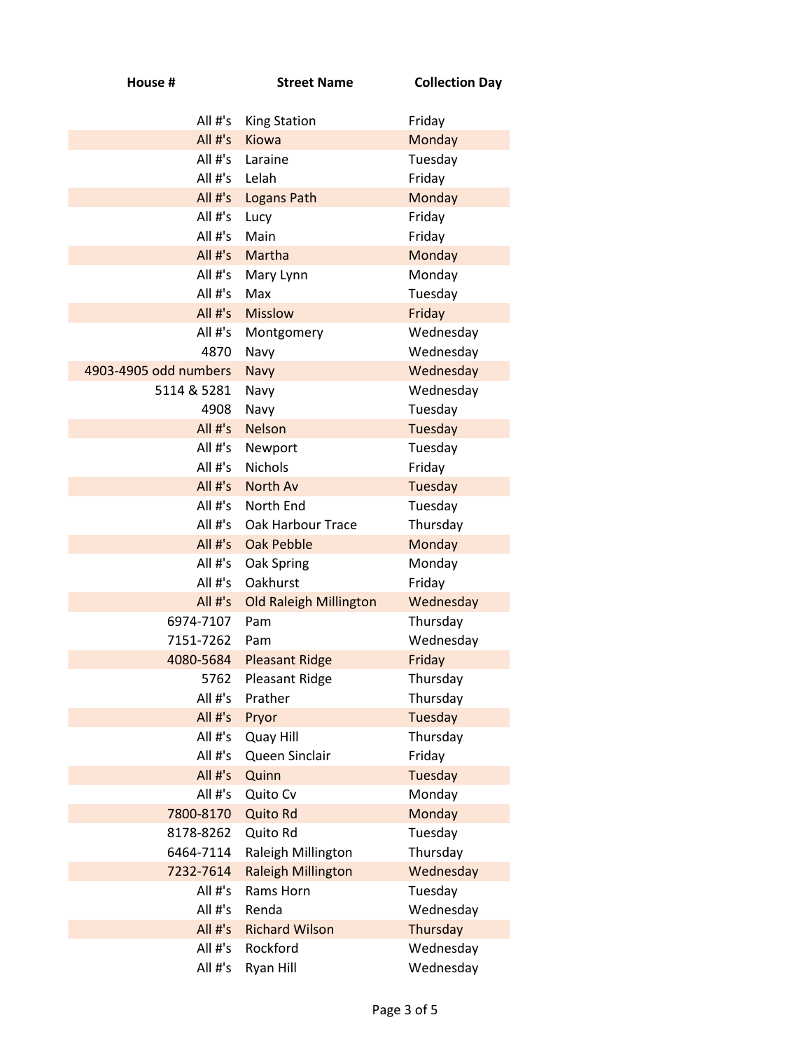| House # | Street Name | Collection Day |
|---|---|---|
| All #'s | King Station | Friday |
| All #'s | Kiowa | Monday |
| All #'s | Laraine | Tuesday |
| All #'s | Lelah | Friday |
| All #'s | Logans Path | Monday |
| All #'s | Lucy | Friday |
| All #'s | Main | Friday |
| All #'s | Martha | Monday |
| All #'s | Mary Lynn | Monday |
| All #'s | Max | Tuesday |
| All #'s | Misslow | Friday |
| All #'s | Montgomery | Wednesday |
| 4870 | Navy | Wednesday |
| 4903-4905 odd numbers | Navy | Wednesday |
| 5114 & 5281 | Navy | Wednesday |
| 4908 | Navy | Tuesday |
| All #'s | Nelson | Tuesday |
| All #'s | Newport | Tuesday |
| All #'s | Nichols | Friday |
| All #'s | North Av | Tuesday |
| All #'s | North End | Tuesday |
| All #'s | Oak Harbour Trace | Thursday |
| All #'s | Oak Pebble | Monday |
| All #'s | Oak Spring | Monday |
| All #'s | Oakhurst | Friday |
| All #'s | Old Raleigh Millington | Wednesday |
| 6974-7107 | Pam | Thursday |
| 7151-7262 | Pam | Wednesday |
| 4080-5684 | Pleasant Ridge | Friday |
| 5762 | Pleasant Ridge | Thursday |
| All #'s | Prather | Thursday |
| All #'s | Pryor | Tuesday |
| All #'s | Quay Hill | Thursday |
| All #'s | Queen Sinclair | Friday |
| All #'s | Quinn | Tuesday |
| All #'s | Quito Cv | Monday |
| 7800-8170 | Quito Rd | Monday |
| 8178-8262 | Quito Rd | Tuesday |
| 6464-7114 | Raleigh Millington | Thursday |
| 7232-7614 | Raleigh Millington | Wednesday |
| All #'s | Rams Horn | Tuesday |
| All #'s | Renda | Wednesday |
| All #'s | Richard Wilson | Thursday |
| All #'s | Rockford | Wednesday |
| All #'s | Ryan Hill | Wednesday |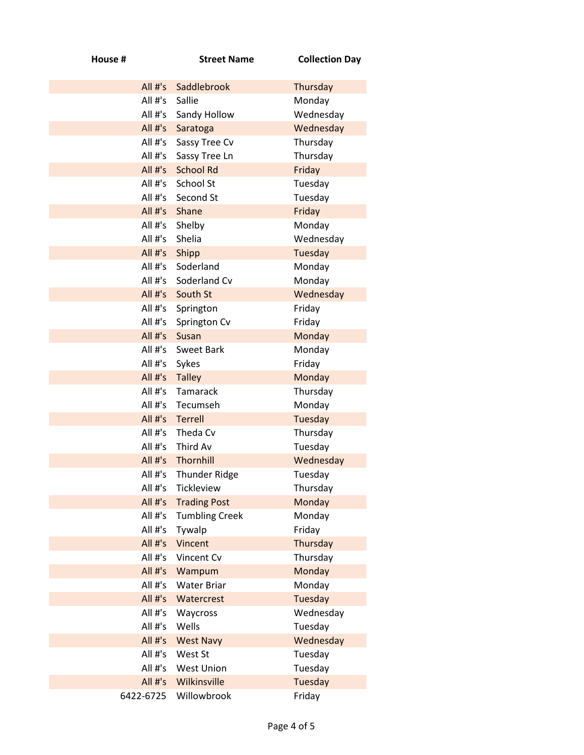| House # | Street Name | Collection Day |
| --- | --- | --- |
| All #'s | Saddlebrook | Thursday |
| All #'s | Sallie | Monday |
| All #'s | Sandy Hollow | Wednesday |
| All #'s | Saratoga | Wednesday |
| All #'s | Sassy Tree Cv | Thursday |
| All #'s | Sassy Tree Ln | Thursday |
| All #'s | School Rd | Friday |
| All #'s | School St | Tuesday |
| All #'s | Second St | Tuesday |
| All #'s | Shane | Friday |
| All #'s | Shelby | Monday |
| All #'s | Shelia | Wednesday |
| All #'s | Shipp | Tuesday |
| All #'s | Soderland | Monday |
| All #'s | Soderland Cv | Monday |
| All #'s | South St | Wednesday |
| All #'s | Springton | Friday |
| All #'s | Springton Cv | Friday |
| All #'s | Susan | Monday |
| All #'s | Sweet Bark | Monday |
| All #'s | Sykes | Friday |
| All #'s | Talley | Monday |
| All #'s | Tamarack | Thursday |
| All #'s | Tecumseh | Monday |
| All #'s | Terrell | Tuesday |
| All #'s | Theda Cv | Thursday |
| All #'s | Third Av | Tuesday |
| All #'s | Thornhill | Wednesday |
| All #'s | Thunder Ridge | Tuesday |
| All #'s | Tickleview | Thursday |
| All #'s | Trading Post | Monday |
| All #'s | Tumbling Creek | Monday |
| All #'s | Tywalp | Friday |
| All #'s | Vincent | Thursday |
| All #'s | Vincent Cv | Thursday |
| All #'s | Wampum | Monday |
| All #'s | Water Briar | Monday |
| All #'s | Watercrest | Tuesday |
| All #'s | Waycross | Wednesday |
| All #'s | Wells | Tuesday |
| All #'s | West Navy | Wednesday |
| All #'s | West St | Tuesday |
| All #'s | West Union | Tuesday |
| All #'s | Wilkinsville | Tuesday |
| 6422-6725 | Willowbrook | Friday |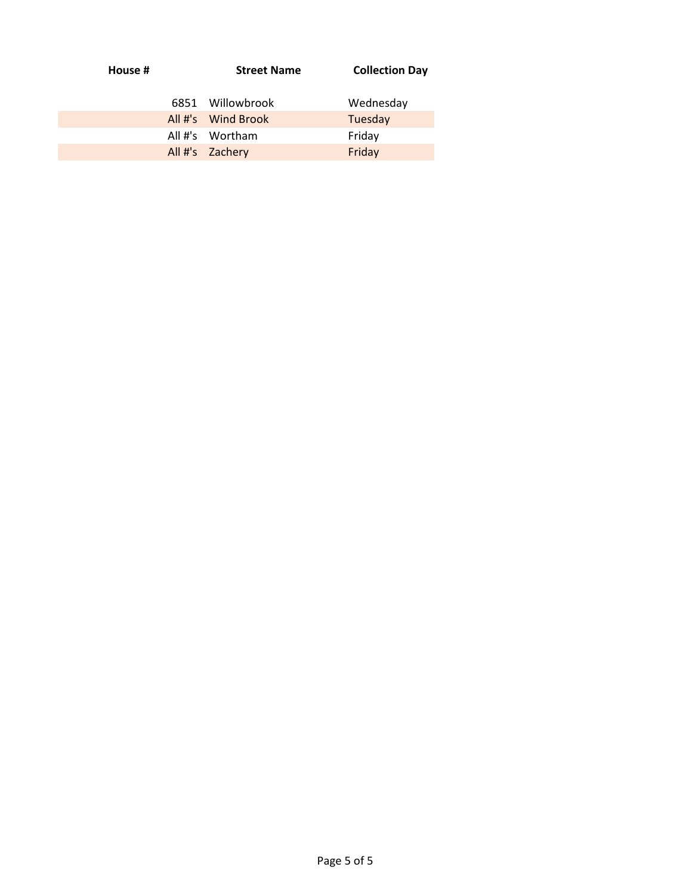| House # | Street Name | Collection Day |
| --- | --- | --- |
| 6851 | Willowbrook | Wednesday |
| All #'s | Wind Brook | Tuesday |
| All #'s | Wortham | Friday |
| All #'s | Zachery | Friday |